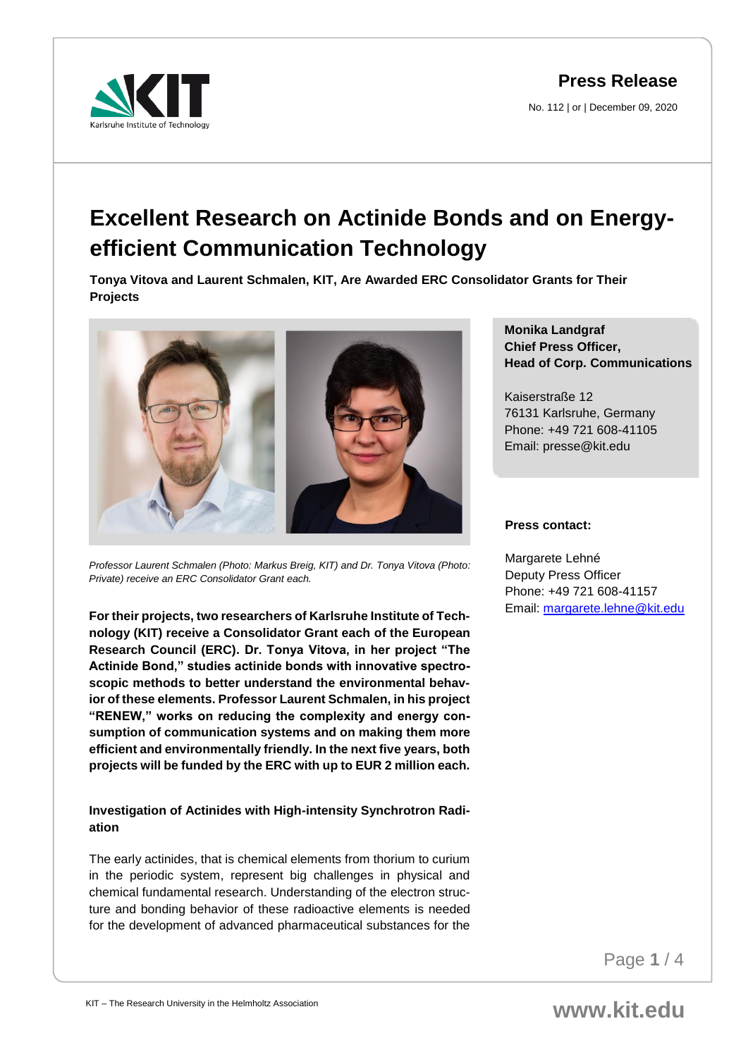Karlsruhe Institute of Technology

**Press Release**

No. 112 | or | December 09, 2020

# Excellent Research on Actinide Bonds and on Energy-efficient Communication Technology

**Tonya Vitova and Laurent Schmalen, KIT, Are Awarded ERC Consolidator Grants for Their Projects**

*Professor Laurent Schmalen (Photo: Markus Breig, KIT) and Dr. Tonya Vitova (Photo: Private) receive an ERC Consolidator Grant each.*

**For their projects, two researchers of Karlsruhe Institute of Technology (KIT) receive a Consolidator Grant each of the European Research Council (ERC). Dr. Tonya Vitova, in her project "The Actinide Bond," studies actinide bonds with innovative spectroscopic methods to better understand the environmental behavior of these elements. Professor Laurent Schmalen, in his project "RENEW," works on reducing the complexity and energy consumption of communication systems and on making them more efficient and environmentally friendly. In the next five years, both projects will be funded by the ERC with up to EUR 2 million each.**

### Investigation of Actinides with High-intensity Synchrotron Radiation

The early actinides, that is chemical elements from thorium to curium in the periodic system, represent big challenges in physical and chemical fundamental research. Understanding of the electron structure and bonding behavior of these radioactive elements is needed for the development of advanced pharmaceutical substances for the

**Monika Landgraf**
**Chief Press Officer,**
**Head of Corp. Communications**

Kaiserstraße 12
76131 Karlsruhe, Germany
Phone: +49 721 608-41105
Email: presse@kit.edu

**Press contact:**

Margarete Lehné
Deputy Press Officer
Phone: +49 721 608-41157
Email: margarete.lehne@kit.edu

KIT – The Research University in the Helmholtz Association

www.kit.edu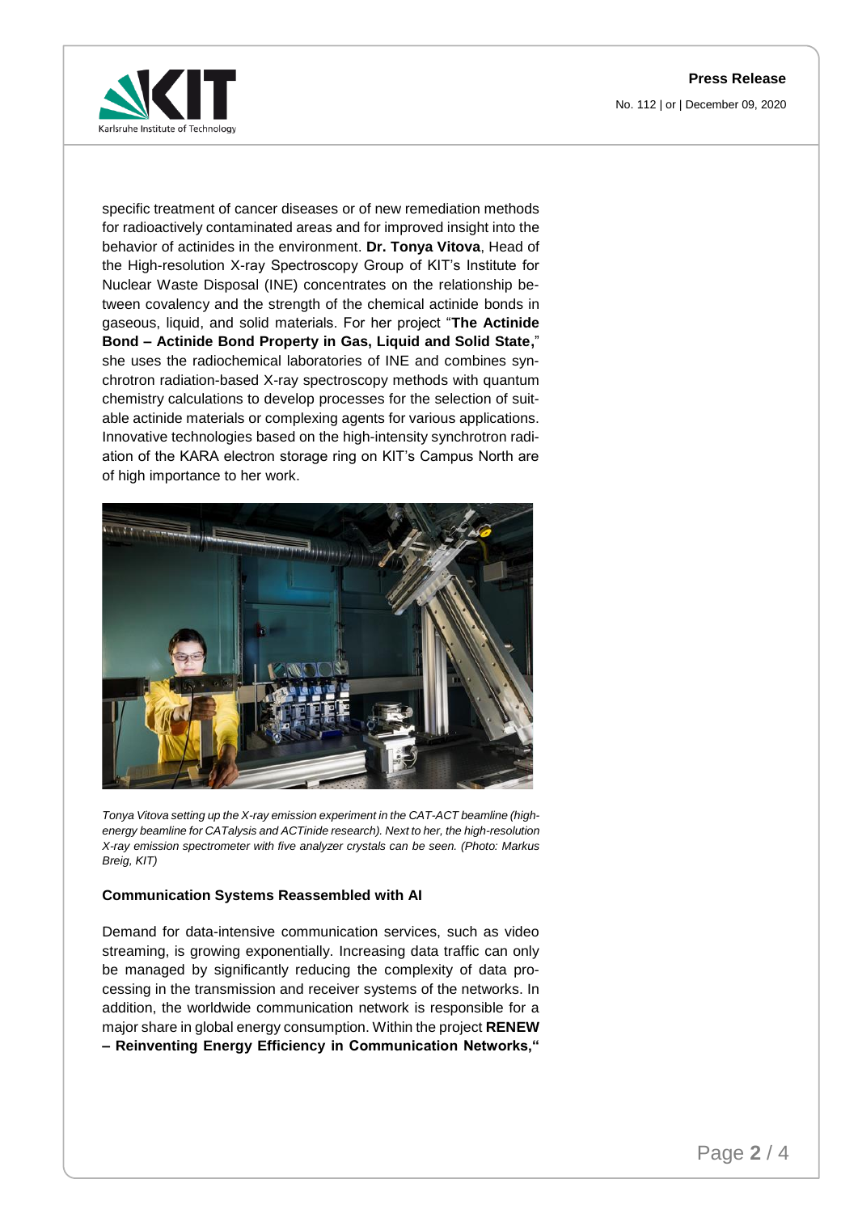specific treatment of cancer diseases or of new remediation methods for radioactively contaminated areas and for improved insight into the behavior of actinides in the environment. **Dr. Tonya Vitova**, Head of the High-resolution X-ray Spectroscopy Group of KIT's Institute for Nuclear Waste Disposal (INE) concentrates on the relationship between covalency and the strength of the chemical actinide bonds in gaseous, liquid, and solid materials. For her project "**The Actinide Bond – Actinide Bond Property in Gas, Liquid and Solid State,**" she uses the radiochemical laboratories of INE and combines synchrotron radiation-based X-ray spectroscopy methods with quantum chemistry calculations to develop processes for the selection of suitable actinide materials or complexing agents for various applications. Innovative technologies based on the high-intensity synchrotron radiation of the KARA electron storage ring on KIT's Campus North are of high importance to her work.

*Tonya Vitova setting up the X-ray emission experiment in the CAT-ACT beamline (high-energy beamline for CATalysis and ACTinide research). Next to her, the high-resolution X-ray emission spectrometer with five analyzer crystals can be seen. (Photo: Markus Breig, KIT)*

**Communication Systems Reassembled with AI**

Demand for data-intensive communication services, such as video streaming, is growing exponentially. Increasing data traffic can only be managed by significantly reducing the complexity of data processing in the transmission and receiver systems of the networks. In addition, the worldwide communication network is responsible for a major share in global energy consumption. Within the project **RENEW – Reinventing Energy Efficiency in Communication Networks,"**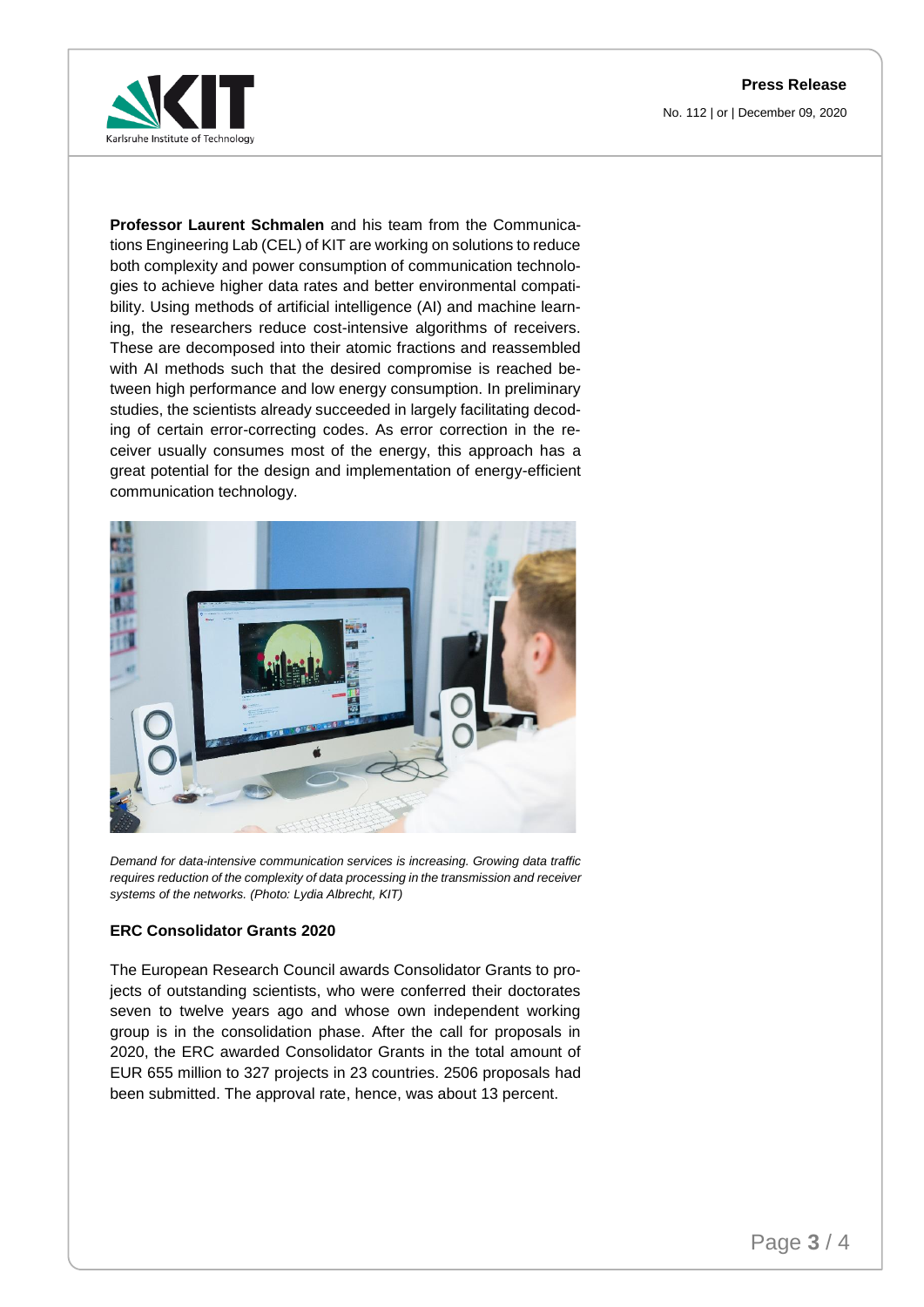**Professor Laurent Schmalen** and his team from the Communications Engineering Lab (CEL) of KIT are working on solutions to reduce both complexity and power consumption of communication technologies to achieve higher data rates and better environmental compatibility. Using methods of artificial intelligence (AI) and machine learning, the researchers reduce cost-intensive algorithms of receivers. These are decomposed into their atomic fractions and reassembled with AI methods such that the desired compromise is reached between high performance and low energy consumption. In preliminary studies, the scientists already succeeded in largely facilitating decoding of certain error-correcting codes. As error correction in the receiver usually consumes most of the energy, this approach has a great potential for the design and implementation of energy-efficient communication technology.

*Demand for data-intensive communication services is increasing. Growing data traffic requires reduction of the complexity of data processing in the transmission and receiver systems of the networks. (Photo: Lydia Albrecht, KIT)*

**ERC Consolidator Grants 2020**

The European Research Council awards Consolidator Grants to projects of outstanding scientists, who were conferred their doctorates seven to twelve years ago and whose own independent working group is in the consolidation phase. After the call for proposals in 2020, the ERC awarded Consolidator Grants in the total amount of EUR 655 million to 327 projects in 23 countries. 2506 proposals had been submitted. The approval rate, hence, was about 13 percent.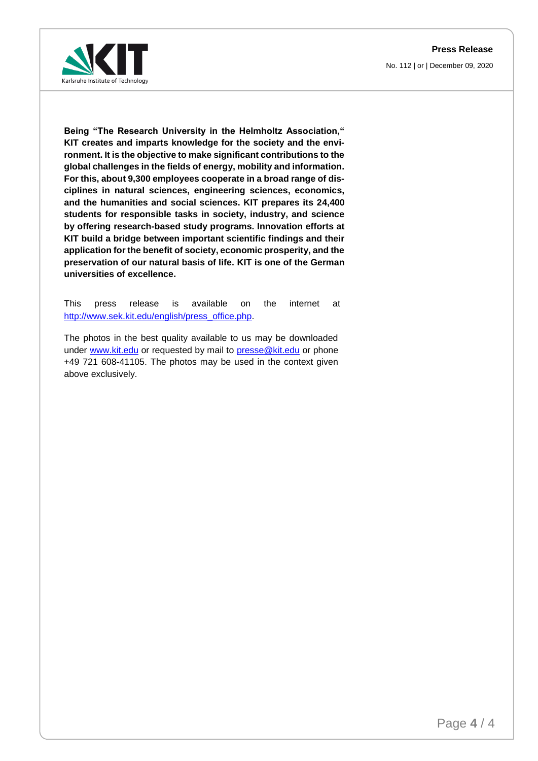**Being "The Research University in the Helmholtz Association," KIT creates and imparts knowledge for the society and the environment. It is the objective to make significant contributions to the global challenges in the fields of energy, mobility and information. For this, about 9,300 employees cooperate in a broad range of disciplines in natural sciences, engineering sciences, economics, and the humanities and social sciences. KIT prepares its 24,400 students for responsible tasks in society, industry, and science by offering research-based study programs. Innovation efforts at KIT build a bridge between important scientific findings and their application for the benefit of society, economic prosperity, and the preservation of our natural basis of life. KIT is one of the German universities of excellence.**

This press release is available on the internet at http://www.sek.kit.edu/english/press_office.php.

The photos in the best quality available to us may be downloaded under www.kit.edu or requested by mail to presse@kit.edu or phone +49 721 608-41105. The photos may be used in the context given above exclusively.